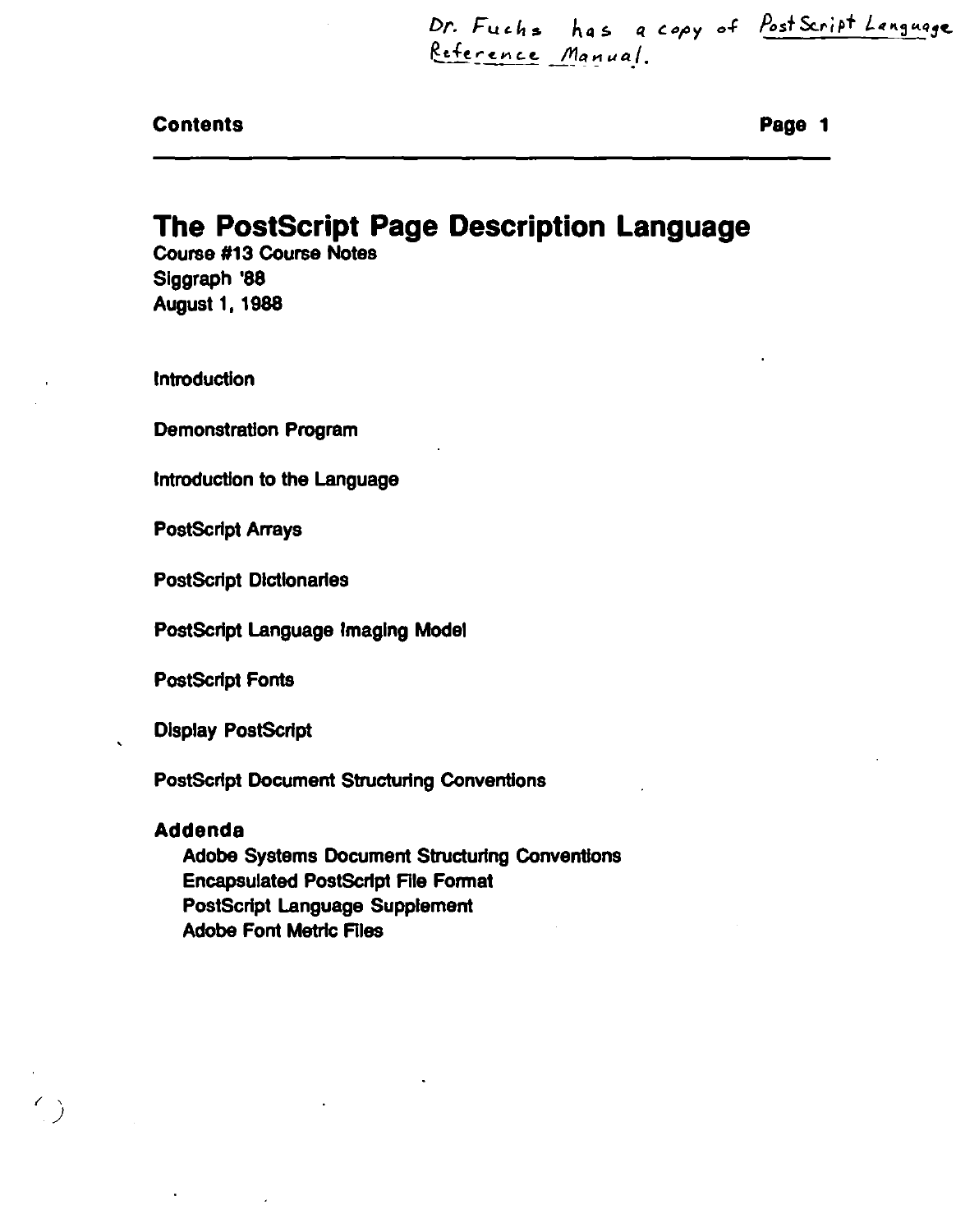Dr. Fuchs has a copy of PostScript Language Reference Manual.

**Contents**

# The PostScript Page Description Language

**Course #13 Course Notes**
**Siggraph '88**
**August 1, 1988**

Introduction

Demonstration Program

Introduction to the Language

PostScript Arrays

PostScript Dictionaries

PostScript Language Imaging Model

PostScript Fonts

Display PostScript

PostScript Document Structuring Conventions

## Addenda

- Adobe Systems Document Structuring Conventions
- Encapsulated PostScript File Format
- PostScript Language Supplement
- Adobe Font Metric Files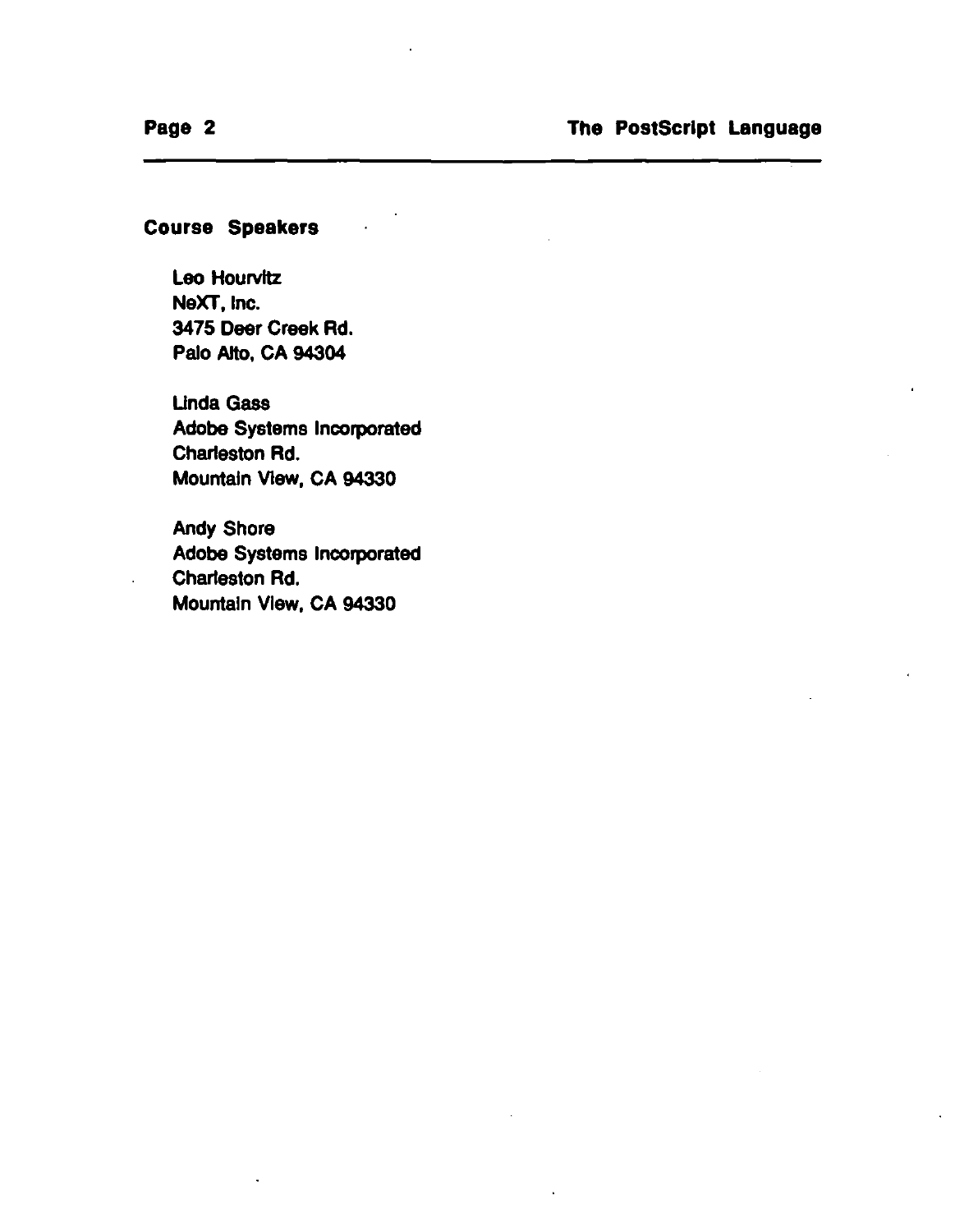## Course Speakers

Leo Hourvitz
NeXT, Inc.
3475 Deer Creek Rd.
Palo Alto, CA 94304

Linda Gass
Adobe Systems Incorporated
Charleston Rd.
Mountain View, CA 94330

Andy Shore
Adobe Systems Incorporated
Charleston Rd.
Mountain View, CA 94330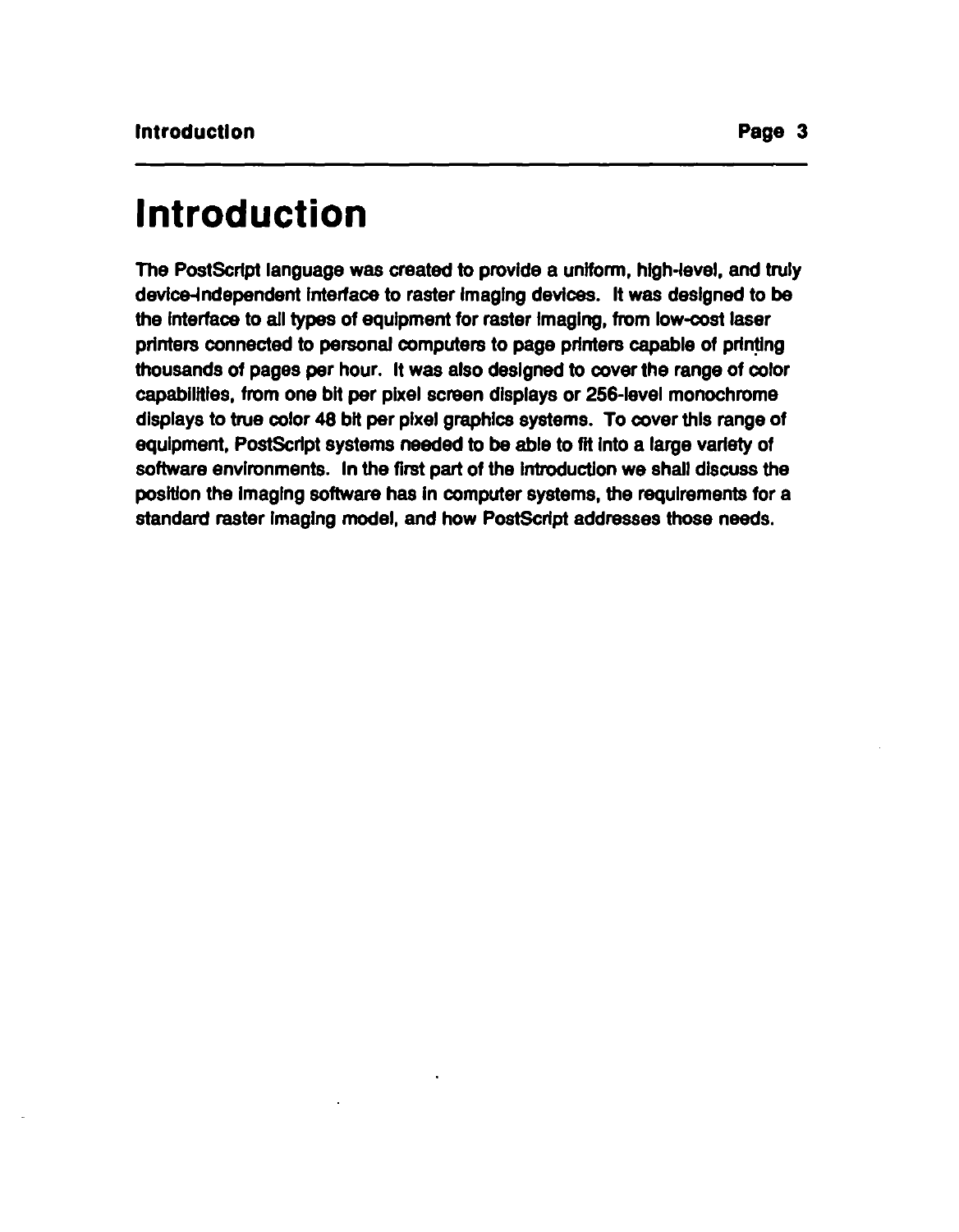# Introduction

The PostScript language was created to provide a uniform, high-level, and truly device-independent interface to raster imaging devices. It was designed to be the interface to all types of equipment for raster imaging, from low-cost laser printers connected to personal computers to page printers capable of printing thousands of pages per hour. It was also designed to cover the range of color capabilities, from one bit per pixel screen displays or 256-level monochrome displays to true color 48 bit per pixel graphics systems. To cover this range of equipment, PostScript systems needed to be able to fit into a large variety of software environments. In the first part of the introduction we shall discuss the position the imaging software has in computer systems, the requirements for a standard raster imaging model, and how PostScript addresses those needs.